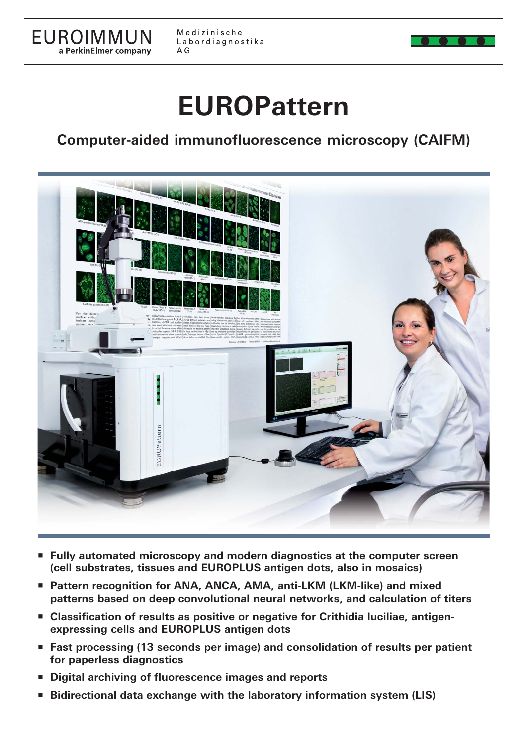EUROIMMUN
a PerkinElmer company

Medizinische Labordiagnostika AG

# EUROPattern

## Computer-aided immunofluorescence microscopy (CAIFM)

- **Fully automated microscopy and modern diagnostics at the computer screen (cell substrates, tissues and EUROPLUS antigen dots, also in mosaics)**
- **Pattern recognition for ANA, ANCA, AMA, anti-LKM (LKM-like) and mixed patterns based on deep convolutional neural networks, and calculation of titers**
- **Classification of results as positive or negative for Crithidia luciliae, antigen-expressing cells and EUROPLUS antigen dots**
- **Fast processing (13 seconds per image) and consolidation of results per patient for paperless diagnostics**
- **Digital archiving of fluorescence images and reports**
- **Bidirectional data exchange with the laboratory information system (LIS)**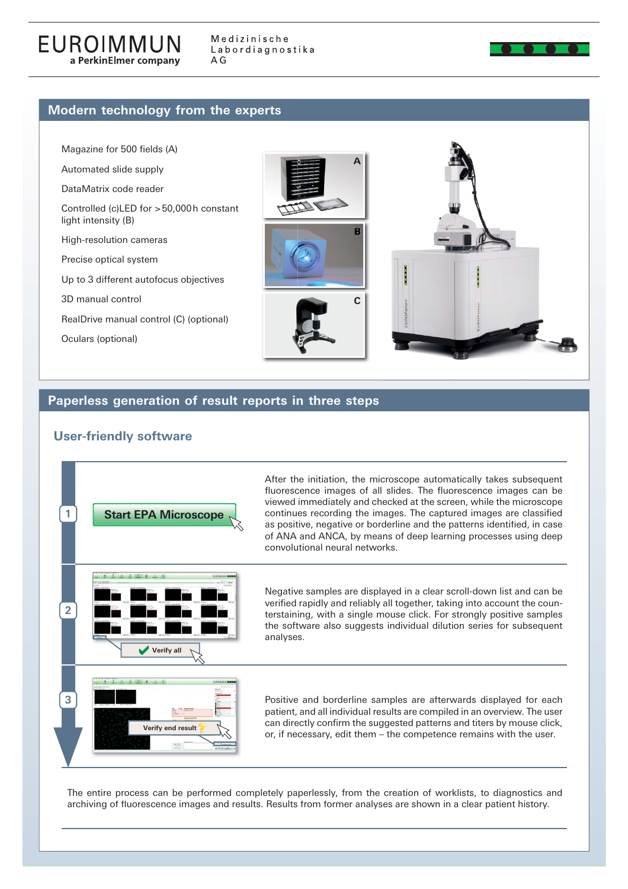## Modern technology from the experts

- Magazine for 500 fields (A)
- Automated slide supply
- DataMatrix code reader
- Controlled (c)LED for >50,000 h constant light intensity (B)
- High-resolution cameras
- Precise optical system
- Up to 3 different autofocus objectives
- 3D manual control
- RealDrive manual control (C) (optional)
- Oculars (optional)

## Paperless generation of result reports in three steps

### User-friendly software

**1** Start EPA Microscope

After the initiation, the microscope automatically takes subsequent fluorescence images of all slides. The fluorescence images can be viewed immediately and checked at the screen, while the microscope continues recording the images. The captured images are classified as positive, negative or borderline and the patterns identified, in case of ANA and ANCA, by means of deep learning processes using deep convolutional neural networks.

**2** Verify all

Negative samples are displayed in a clear scroll-down list and can be verified rapidly and reliably all together, taking into account the counterstaining, with a single mouse click. For strongly positive samples the software also suggests individual dilution series for subsequent analyses.

**3** Verify end result

Positive and borderline samples are afterwards displayed for each patient, and all individual results are compiled in an overview. The user can directly confirm the suggested patterns and titers by mouse click, or, if necessary, edit them – the competence remains with the user.

The entire process can be performed completely paperlessly, from the creation of worklists, to diagnostics and archiving of fluorescence images and results. Results from former analyses are shown in a clear patient history.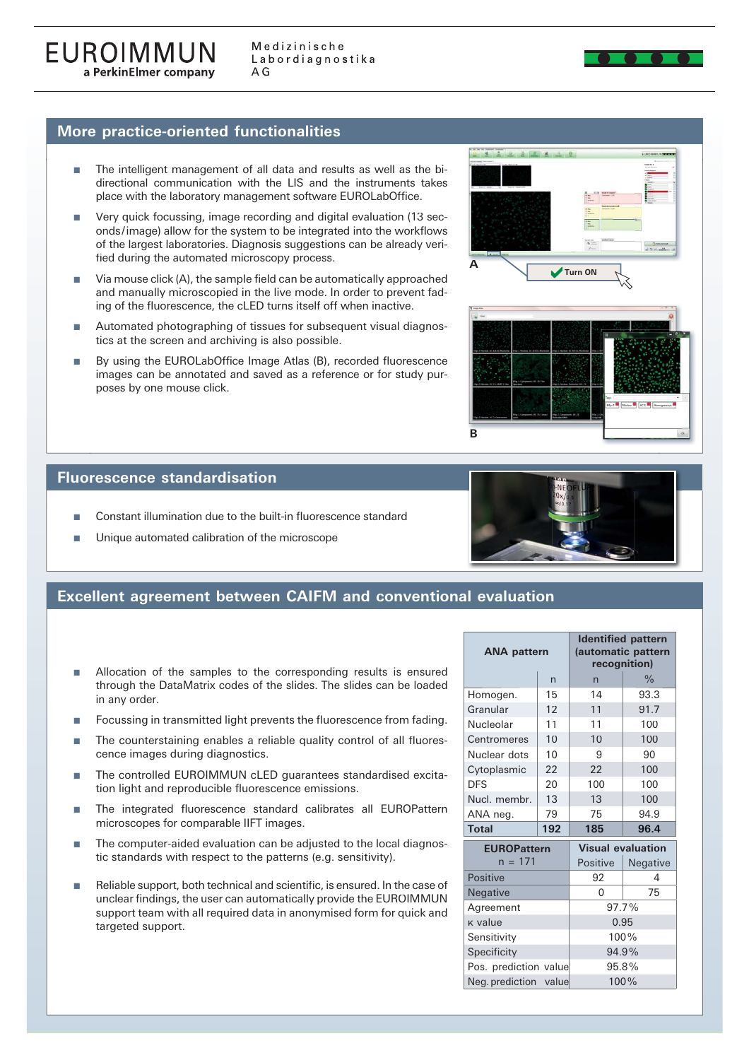## More practice-oriented functionalities

- The intelligent management of all data and results as well as the bi-directional communication with the LIS and the instruments takes place with the laboratory management software EUROLabOffice.
- Very quick focussing, image recording and digital evaluation (13 seconds/image) allow for the system to be integrated into the workflows of the largest laboratories. Diagnosis suggestions can be already verified during the automated microscopy process.
- Via mouse click (A), the sample field can be automatically approached and manually microscopied in the live mode. In order to prevent fading of the fluorescence, the cLED turns itself off when inactive.
- Automated photographing of tissues for subsequent visual diagnostics at the screen and archiving is also possible.
- By using the EUROLabOffice Image Atlas (B), recorded fluorescence images can be annotated and saved as a reference or for study purposes by one mouse click.

A

Turn ON

B

## Fluorescence standardisation

- Constant illumination due to the built-in fluorescence standard
- Unique automated calibration of the microscope

## Excellent agreement between CAIFM and conventional evaluation

- Allocation of the samples to the corresponding results is ensured through the DataMatrix codes of the slides. The slides can be loaded in any order.
- Focussing in transmitted light prevents the fluorescence from fading.
- The counterstaining enables a reliable quality control of all fluorescence images during diagnostics.
- The controlled EUROIMMUN cLED guarantees standardised excitation light and reproducible fluorescence emissions.
- The integrated fluorescence standard calibrates all EUROPattern microscopes for comparable IIFT images.
- The computer-aided evaluation can be adjusted to the local diagnostic standards with respect to the patterns (e.g. sensitivity).
- Reliable support, both technical and scientific, is ensured. In the case of unclear findings, the user can automatically provide the EUROIMMUN support team with all required data in anonymised form for quick and targeted support.

| ANA pattern | | Identified pattern (automatic pattern recognition) | |
|---|---|---|---|
| | n | n | % |
| Homogen. | 15 | 14 | 93.3 |
| Granular | 12 | 11 | 91.7 |
| Nucleolar | 11 | 11 | 100 |
| Centromeres | 10 | 10 | 100 |
| Nuclear dots | 10 | 9 | 90 |
| Cytoplasmic | 22 | 22 | 100 |
| DFS | 20 | 100 | 100 |
| Nucl. membr. | 13 | 13 | 100 |
| ANA neg. | 79 | 75 | 94.9 |
| **Total** | **192** | **185** | **96.4** |

| EUROPattern n = 171 | Visual evaluation | |
|---|---|---|
| | Positive | Negative |
| Positive | 92 | 4 |
| Negative | 0 | 75 |
| Agreement | 97.7% | |
| κ value | 0.95 | |
| Sensitivity | 100% | |
| Specificity | 94.9% | |
| Pos. prediction value | 95.8% | |
| Neg. prediction value | 100% | |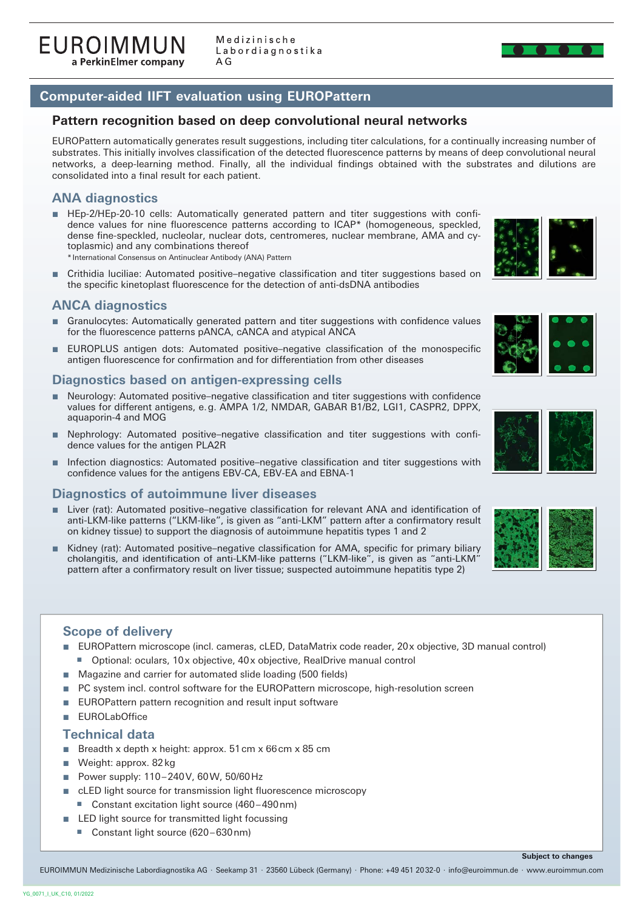EUROIMMUN
a PerkinElmer company

Medizinische Labordiagnostika AG

# Computer-aided IIFT evaluation using EUROPattern

## Pattern recognition based on deep convolutional neural networks

EUROPattern automatically generates result suggestions, including titer calculations, for a continually increasing number of substrates. This initially involves classification of the detected fluorescence patterns by means of deep convolutional neural networks, a deep-learning method. Finally, all the individual findings obtained with the substrates and dilutions are consolidated into a final result for each patient.

### ANA diagnostics

- HEp-2/HEp-20-10 cells: Automatically generated pattern and titer suggestions with confidence values for nine fluorescence patterns according to ICAP* (homogeneous, speckled, dense fine-speckled, nucleolar, nuclear dots, centromeres, nuclear membrane, AMA and cytoplasmic) and any combinations thereof
  \* International Consensus on Antinuclear Antibody (ANA) Pattern
- Crithidia luciliae: Automated positive–negative classification and titer suggestions based on the specific kinetoplast fluorescence for the detection of anti-dsDNA antibodies

### ANCA diagnostics

- Granulocytes: Automatically generated pattern and titer suggestions with confidence values for the fluorescence patterns pANCA, cANCA and atypical ANCA
- EUROPLUS antigen dots: Automated positive–negative classification of the monospecific antigen fluorescence for confirmation and for differentiation from other diseases

### Diagnostics based on antigen-expressing cells

- Neurology: Automated positive–negative classification and titer suggestions with confidence values for different antigens, e.g. AMPA 1/2, NMDAR, GABAR B1/B2, LGI1, CASPR2, DPPX, aquaporin-4 and MOG
- Nephrology: Automated positive–negative classification and titer suggestions with confidence values for the antigen PLA2R
- Infection diagnostics: Automated positive–negative classification and titer suggestions with confidence values for the antigens EBV-CA, EBV-EA and EBNA-1

### Diagnostics of autoimmune liver diseases

- Liver (rat): Automated positive–negative classification for relevant ANA and identification of anti-LKM-like patterns ("LKM-like", is given as "anti-LKM" pattern after a confirmatory result on kidney tissue) to support the diagnosis of autoimmune hepatitis types 1 and 2
- Kidney (rat): Automated positive–negative classification for AMA, specific for primary biliary cholangitis, and identification of anti-LKM-like patterns ("LKM-like", is given as "anti-LKM" pattern after a confirmatory result on liver tissue; suspected autoimmune hepatitis type 2)

### Scope of delivery

- EUROPattern microscope (incl. cameras, cLED, DataMatrix code reader, 20x objective, 3D manual control)
  - Optional: oculars, 10x objective, 40x objective, RealDrive manual control
- Magazine and carrier for automated slide loading (500 fields)
- PC system incl. control software for the EUROPattern microscope, high-resolution screen
- EUROPattern pattern recognition and result input software
- EUROLabOffice

### Technical data

- Breadth x depth x height: approx. 51 cm x 66 cm x 85 cm
- Weight: approx. 82 kg
- Power supply: 110–240 V, 60 W, 50/60 Hz
- cLED light source for transmission light fluorescence microscopy
  - Constant excitation light source (460–490 nm)
- LED light source for transmitted light focussing
  - Constant light source (620–630 nm)

**Subject to changes**

EUROIMMUN Medizinische Labordiagnostika AG · Seekamp 31 · 23560 Lübeck (Germany) · Phone: +49 451 2032-0 · info@euroimmun.de · www.euroimmun.com

YG_0071_I_UK_C10, 01/2022